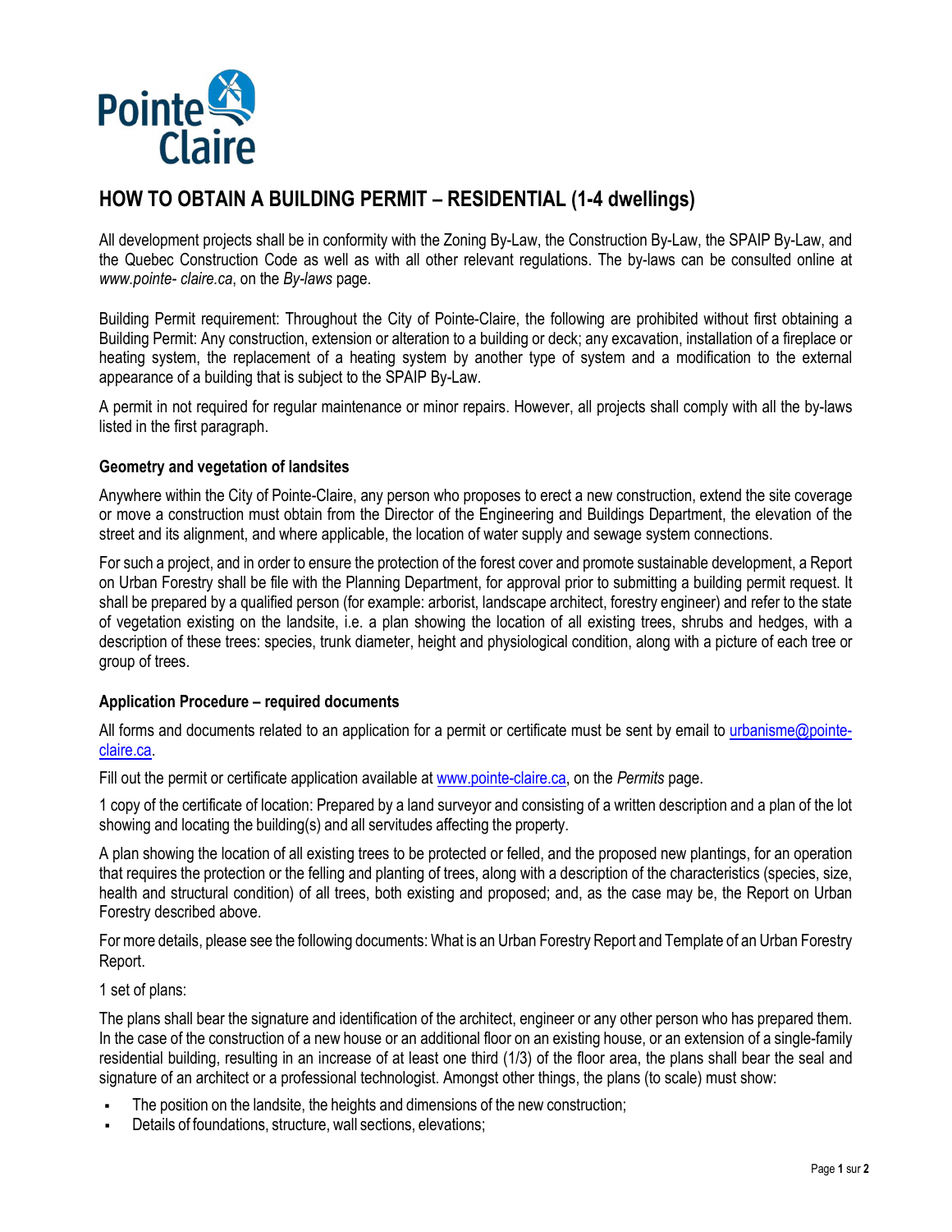# HOW TO OBTAIN A BUILDING PERMIT – RESIDENTIAL (1-4 dwellings)

All development projects shall be in conformity with the Zoning By-Law, the Construction By-Law, the SPAIP By-Law, and the Quebec Construction Code as well as with all other relevant regulations. The by-laws can be consulted online at *www.pointe- claire.ca*, on the *By-laws* page.

Building Permit requirement: Throughout the City of Pointe-Claire, the following are prohibited without first obtaining a Building Permit: Any construction, extension or alteration to a building or deck; any excavation, installation of a fireplace or heating system, the replacement of a heating system by another type of system and a modification to the external appearance of a building that is subject to the SPAIP By-Law.

A permit in not required for regular maintenance or minor repairs. However, all projects shall comply with all the by-laws listed in the first paragraph.

### Geometry and vegetation of landsites

Anywhere within the City of Pointe-Claire, any person who proposes to erect a new construction, extend the site coverage or move a construction must obtain from the Director of the Engineering and Buildings Department, the elevation of the street and its alignment, and where applicable, the location of water supply and sewage system connections.

For such a project, and in order to ensure the protection of the forest cover and promote sustainable development, a Report on Urban Forestry shall be file with the Planning Department, for approval prior to submitting a building permit request. It shall be prepared by a qualified person (for example: arborist, landscape architect, forestry engineer) and refer to the state of vegetation existing on the landsite, i.e. a plan showing the location of all existing trees, shrubs and hedges, with a description of these trees: species, trunk diameter, height and physiological condition, along with a picture of each tree or group of trees.

### Application Procedure – required documents

All forms and documents related to an application for a permit or certificate must be sent by email to urbanisme@pointe-claire.ca.

Fill out the permit or certificate application available at www.pointe-claire.ca, on the *Permits* page.

1 copy of the certificate of location: Prepared by a land surveyor and consisting of a written description and a plan of the lot showing and locating the building(s) and all servitudes affecting the property.

A plan showing the location of all existing trees to be protected or felled, and the proposed new plantings, for an operation that requires the protection or the felling and planting of trees, along with a description of the characteristics (species, size, health and structural condition) of all trees, both existing and proposed; and, as the case may be, the Report on Urban Forestry described above.

For more details, please see the following documents: What is an Urban Forestry Report and Template of an Urban Forestry Report.

1 set of plans:

The plans shall bear the signature and identification of the architect, engineer or any other person who has prepared them. In the case of the construction of a new house or an additional floor on an existing house, or an extension of a single-family residential building, resulting in an increase of at least one third (1/3) of the floor area, the plans shall bear the seal and signature of an architect or a professional technologist. Amongst other things, the plans (to scale) must show:

- The position on the landsite, the heights and dimensions of the new construction;
- Details of foundations, structure, wall sections, elevations;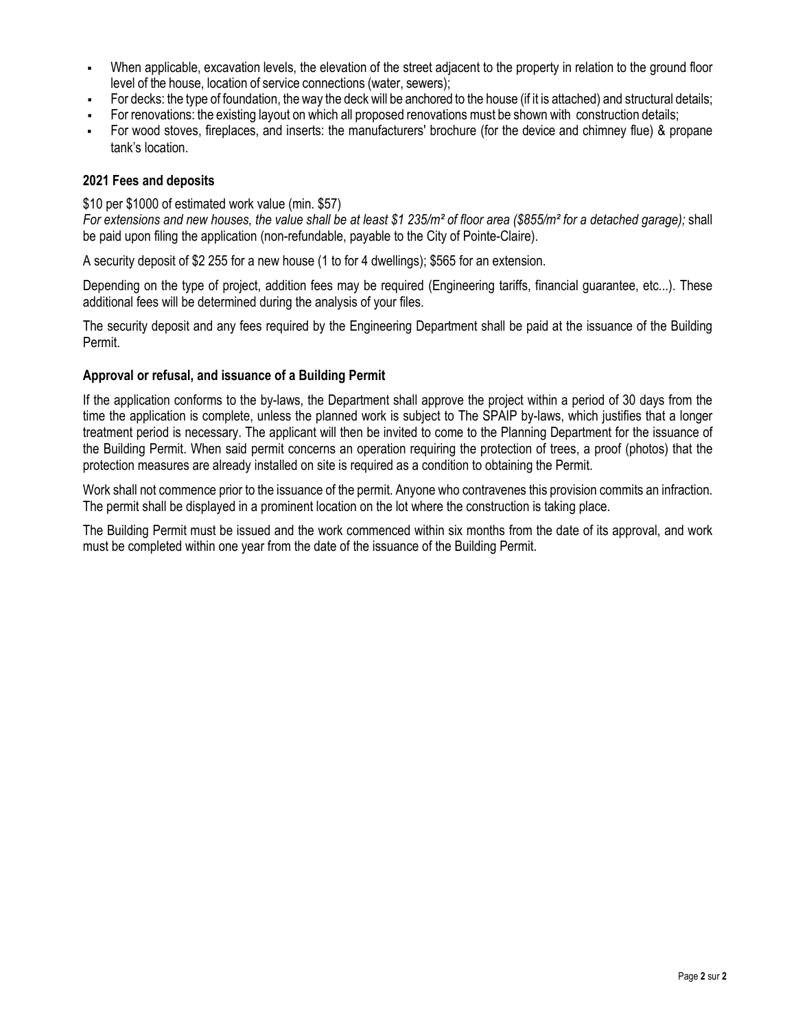- When applicable, excavation levels, the elevation of the street adjacent to the property in relation to the ground floor level of the house, location of service connections (water, sewers);
- For decks: the type of foundation, the way the deck will be anchored to the house (if it is attached) and structural details;
- For renovations: the existing layout on which all proposed renovations must be shown with construction details;
- For wood stoves, fireplaces, and inserts: the manufacturers' brochure (for the device and chimney flue) & propane tank's location.

### 2021 Fees and deposits

$10 per $1000 of estimated work value (min. $57)
*For extensions and new houses, the value shall be at least $1 235/m² of floor area ($855/m² for a detached garage);* shall be paid upon filing the application (non-refundable, payable to the City of Pointe-Claire).

A security deposit of $2 255 for a new house (1 to for 4 dwellings); $565 for an extension.

Depending on the type of project, addition fees may be required (Engineering tariffs, financial guarantee, etc...). These additional fees will be determined during the analysis of your files.

The security deposit and any fees required by the Engineering Department shall be paid at the issuance of the Building Permit.

### Approval or refusal, and issuance of a Building Permit

If the application conforms to the by-laws, the Department shall approve the project within a period of 30 days from the time the application is complete, unless the planned work is subject to The SPAIP by-laws, which justifies that a longer treatment period is necessary. The applicant will then be invited to come to the Planning Department for the issuance of the Building Permit. When said permit concerns an operation requiring the protection of trees, a proof (photos) that the protection measures are already installed on site is required as a condition to obtaining the Permit.

Work shall not commence prior to the issuance of the permit. Anyone who contravenes this provision commits an infraction. The permit shall be displayed in a prominent location on the lot where the construction is taking place.

The Building Permit must be issued and the work commenced within six months from the date of its approval, and work must be completed within one year from the date of the issuance of the Building Permit.